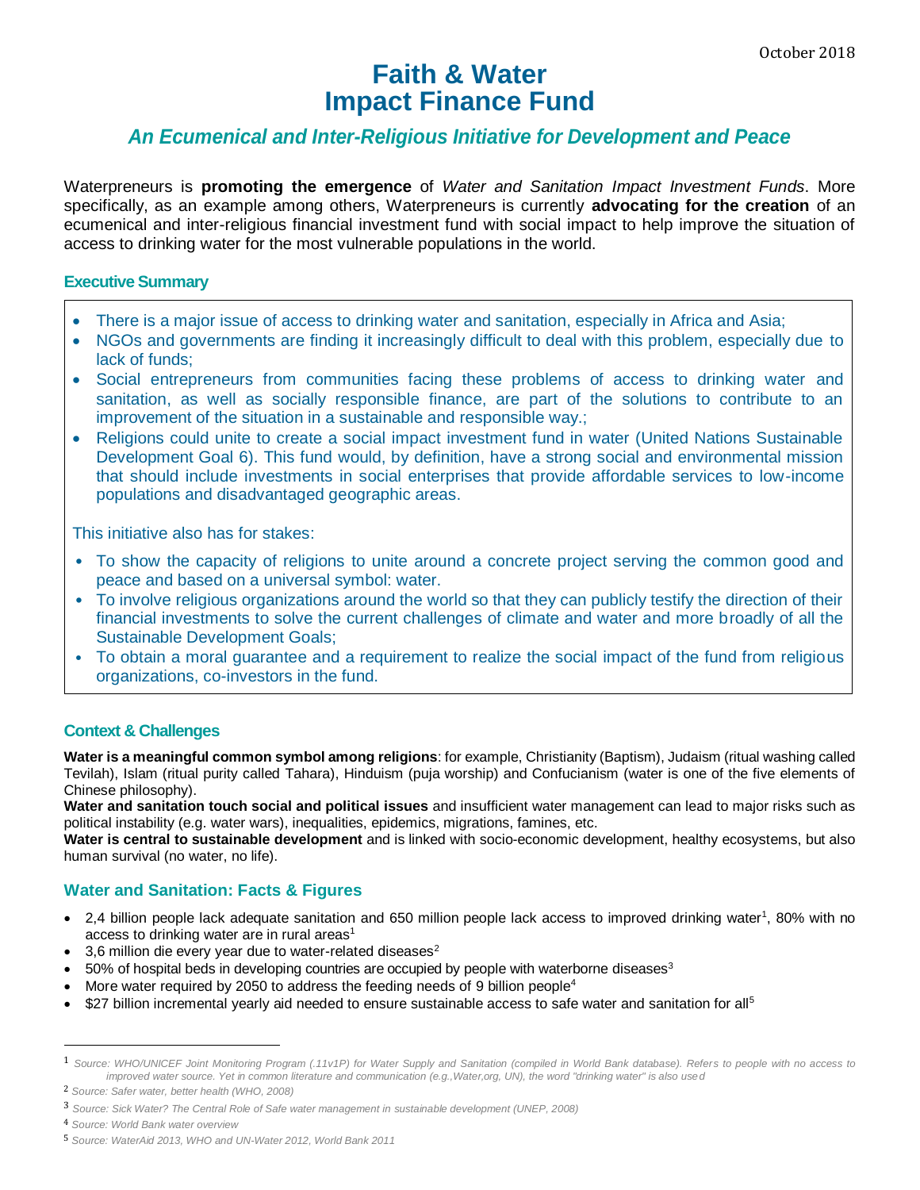October 2018

# Faith & Water
# Impact Finance Fund

## *An Ecumenical and Inter-Religious Initiative for Development and Peace*

Waterpreneurs is **promoting the emergence** of *Water and Sanitation Impact Investment Funds*. More specifically, as an example among others, Waterpreneurs is currently **advocating for the creation** of an ecumenical and inter-religious financial investment fund with social impact to help improve the situation of access to drinking water for the most vulnerable populations in the world.

### Executive Summary

- There is a major issue of access to drinking water and sanitation, especially in Africa and Asia;
- NGOs and governments are finding it increasingly difficult to deal with this problem, especially due to lack of funds;
- Social entrepreneurs from communities facing these problems of access to drinking water and sanitation, as well as socially responsible finance, are part of the solutions to contribute to an improvement of the situation in a sustainable and responsible way.;
- Religions could unite to create a social impact investment fund in water (United Nations Sustainable Development Goal 6). This fund would, by definition, have a strong social and environmental mission that should include investments in social enterprises that provide affordable services to low-income populations and disadvantaged geographic areas.

This initiative also has for stakes:

- To show the capacity of religions to unite around a concrete project serving the common good and peace and based on a universal symbol: water.
- To involve religious organizations around the world so that they can publicly testify the direction of their financial investments to solve the current challenges of climate and water and more broadly of all the Sustainable Development Goals;
- To obtain a moral guarantee and a requirement to realize the social impact of the fund from religious organizations, co-investors in the fund.

### Context & Challenges

**Water is a meaningful common symbol among religions**: for example, Christianity (Baptism), Judaism (ritual washing called Tevilah), Islam (ritual purity called Tahara), Hinduism (puja worship) and Confucianism (water is one of the five elements of Chinese philosophy).
**Water and sanitation touch social and political issues** and insufficient water management can lead to major risks such as political instability (e.g. water wars), inequalities, epidemics, migrations, famines, etc.
**Water is central to sustainable development** and is linked with socio-economic development, healthy ecosystems, but also human survival (no water, no life).

### Water and Sanitation: Facts & Figures

- 2,4 billion people lack adequate sanitation and 650 million people lack access to improved drinking water[1], 80% with no access to drinking water are in rural areas[1]
- 3,6 million die every year due to water-related diseases[2]
- 50% of hospital beds in developing countries are occupied by people with waterborne diseases[3]
- More water required by 2050 to address the feeding needs of 9 billion people[4]
- $27 billion incremental yearly aid needed to ensure sustainable access to safe water and sanitation for all[5]

---

[1] *Source: WHO/UNICEF Joint Monitoring Program (.11v1P) for Water Supply and Sanitation (compiled in World Bank database). Refers to people with no access to improved water source. Yet in common literature and communication (e.g.,Water,org, UN), the word "drinking water" is also used*

[2] *Source: Safer water, better health (WHO, 2008)*

[3] *Source: Sick Water? The Central Role of Safe water management in sustainable development (UNEP, 2008)*

[4] *Source: World Bank water overview*

[5] *Source: WaterAid 2013, WHO and UN-Water 2012, World Bank 2011*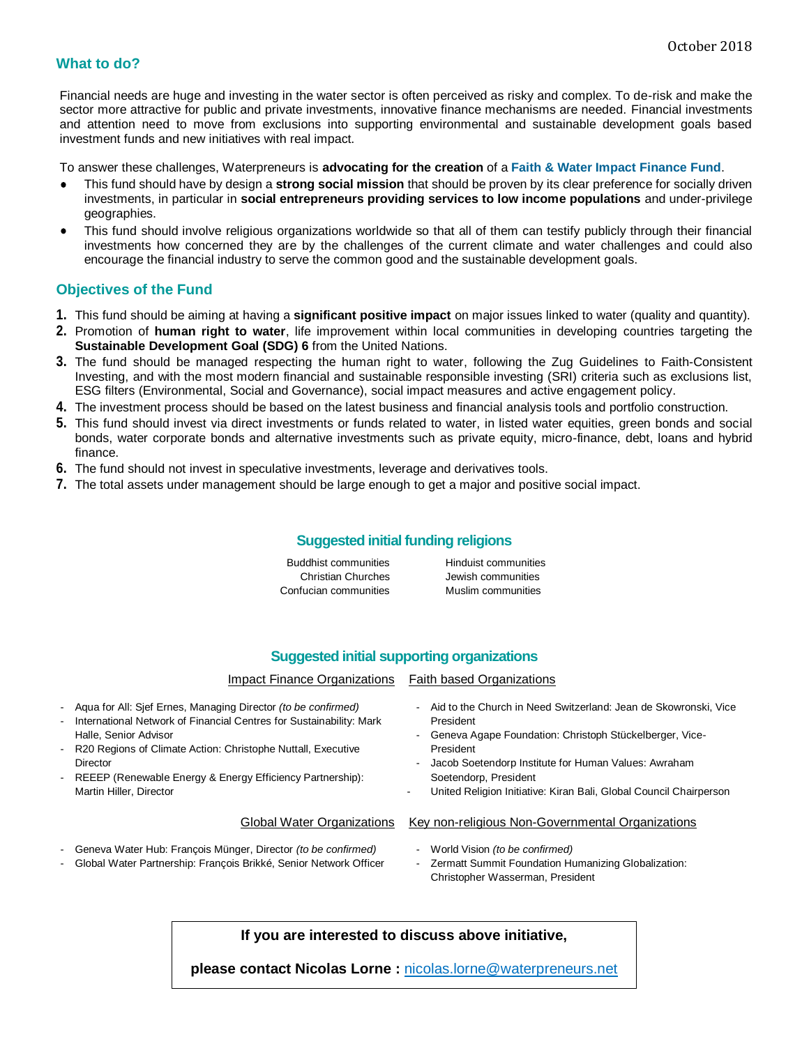October 2018

## What to do?

Financial needs are huge and investing in the water sector is often perceived as risky and complex. To de-risk and make the sector more attractive for public and private investments, innovative finance mechanisms are needed. Financial investments and attention need to move from exclusions into supporting environmental and sustainable development goals based investment funds and new initiatives with real impact.

To answer these challenges, Waterpreneurs is **advocating for the creation** of a **Faith & Water Impact Finance Fund**.

- This fund should have by design a **strong social mission** that should be proven by its clear preference for socially driven investments, in particular in **social entrepreneurs providing services to low income populations** and under-privilege geographies.
- This fund should involve religious organizations worldwide so that all of them can testify publicly through their financial investments how concerned they are by the challenges of the current climate and water challenges and could also encourage the financial industry to serve the common good and the sustainable development goals.

## Objectives of the Fund

1. This fund should be aiming at having a **significant positive impact** on major issues linked to water (quality and quantity).
2. Promotion of **human right to water**, life improvement within local communities in developing countries targeting the **Sustainable Development Goal (SDG) 6** from the United Nations.
3. The fund should be managed respecting the human right to water, following the Zug Guidelines to Faith-Consistent Investing, and with the most modern financial and sustainable responsible investing (SRI) criteria such as exclusions list, ESG filters (Environmental, Social and Governance), social impact measures and active engagement policy.
4. The investment process should be based on the latest business and financial analysis tools and portfolio construction.
5. This fund should invest via direct investments or funds related to water, in listed water equities, green bonds and social bonds, water corporate bonds and alternative investments such as private equity, micro-finance, debt, loans and hybrid finance.
6. The fund should not invest in speculative investments, leverage and derivatives tools.
7. The total assets under management should be large enough to get a major and positive social impact.

### Suggested initial funding religions

- Buddhist communities
- Christian Churches
- Confucian communities
- Hinduist communities
- Jewish communities
- Muslim communities

### Suggested initial supporting organizations

Impact Finance Organizations

- Aqua for All: Sjef Ernes, Managing Director *(to be confirmed)*
- International Network of Financial Centres for Sustainability: Mark Halle, Senior Advisor
- R20 Regions of Climate Action: Christophe Nuttall, Executive Director
- REEEP (Renewable Energy & Energy Efficiency Partnership): Martin Hiller, Director

Faith based Organizations

- Aid to the Church in Need Switzerland: Jean de Skowronski, Vice President
- Geneva Agape Foundation: Christoph Stückelberger, Vice-President
- Jacob Soetendorp Institute for Human Values: Awraham Soetendorp, President
- United Religion Initiative: Kiran Bali, Global Council Chairperson

Global Water Organizations

- Geneva Water Hub: François Münger, Director *(to be confirmed)*
- Global Water Partnership: François Brikké, Senior Network Officer

Key non-religious Non-Governmental Organizations

- World Vision *(to be confirmed)*
- Zermatt Summit Foundation Humanizing Globalization: Christopher Wasserman, President

**If you are interested to discuss above initiative,**

**please contact Nicolas Lorne :** nicolas.lorne@waterpreneurs.net